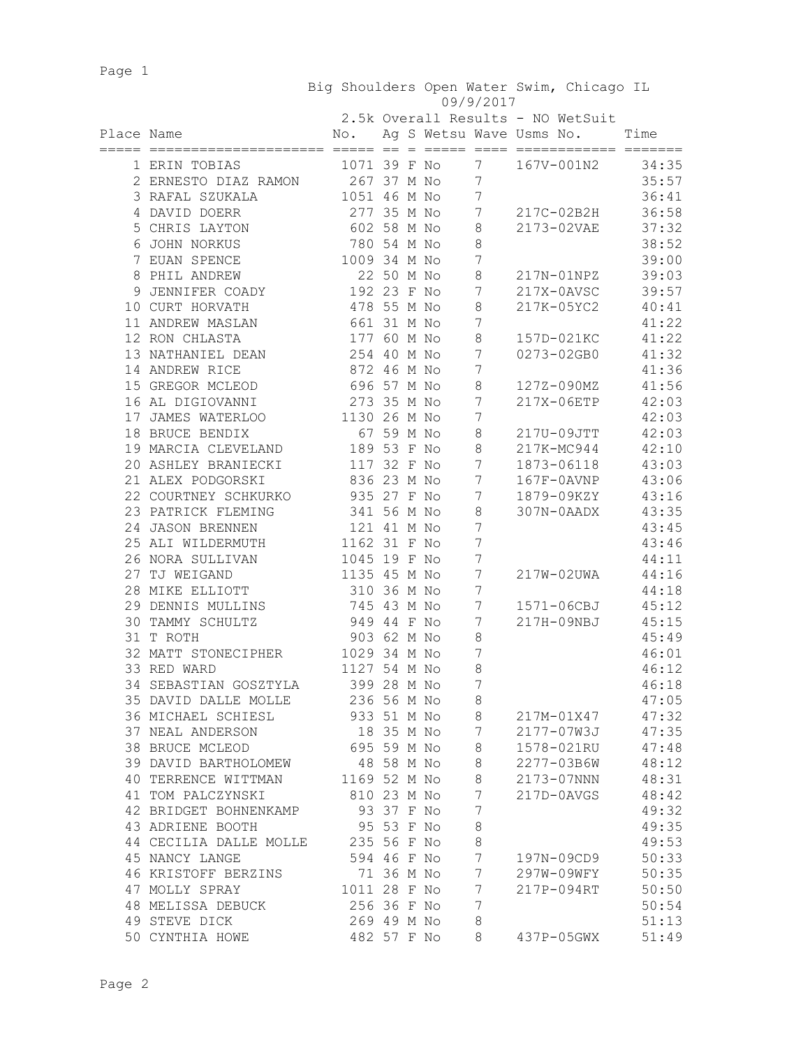# Big Shoulders Open Water Swim, Chicago IL

09/9/2017

## 2.5k Overall Results - NO WetSuit

| Place | Name | No. | Ag | S | Wetsu | Wave | Usms No. | Time |
|---|---|---|---|---|---|---|---|---|
| 1 | ERIN TOBIAS | 1071 | 39 | F | No | 7 | 167V-001N2 | 34:35 |
| 2 | ERNESTO DIAZ RAMON | 267 | 37 | M | No | 7 | | 35:57 |
| 3 | RAFAL SZUKALA | 1051 | 46 | M | No | 7 | | 36:41 |
| 4 | DAVID DOERR | 277 | 35 | M | No | 7 | 217C-02B2H | 36:58 |
| 5 | CHRIS LAYTON | 602 | 58 | M | No | 8 | 2173-02VAE | 37:32 |
| 6 | JOHN NORKUS | 780 | 54 | M | No | 8 | | 38:52 |
| 7 | EUAN SPENCE | 1009 | 34 | M | No | 7 | | 39:00 |
| 8 | PHIL ANDREW | 22 | 50 | M | No | 8 | 217N-01NPZ | 39:03 |
| 9 | JENNIFER COADY | 192 | 23 | F | No | 7 | 217X-0AVSC | 39:57 |
| 10 | CURT HORVATH | 478 | 55 | M | No | 8 | 217K-05YC2 | 40:41 |
| 11 | ANDREW MASLAN | 661 | 31 | M | No | 7 | | 41:22 |
| 12 | RON CHLASTA | 177 | 60 | M | No | 8 | 157D-021KC | 41:22 |
| 13 | NATHANIEL DEAN | 254 | 40 | M | No | 7 | 0273-02GB0 | 41:32 |
| 14 | ANDREW RICE | 872 | 46 | M | No | 7 | | 41:36 |
| 15 | GREGOR MCLEOD | 696 | 57 | M | No | 8 | 127Z-090MZ | 41:56 |
| 16 | AL DIGIOVANNI | 273 | 35 | M | No | 7 | 217X-06ETP | 42:03 |
| 17 | JAMES WATERLOO | 1130 | 26 | M | No | 7 | | 42:03 |
| 18 | BRUCE BENDIX | 67 | 59 | M | No | 8 | 217U-09JTT | 42:03 |
| 19 | MARCIA CLEVELAND | 189 | 53 | F | No | 8 | 217K-MC944 | 42:10 |
| 20 | ASHLEY BRANIECKI | 117 | 32 | F | No | 7 | 1873-06118 | 43:03 |
| 21 | ALEX PODGORSKI | 836 | 23 | M | No | 7 | 167F-0AVNP | 43:06 |
| 22 | COURTNEY SCHKURKO | 935 | 27 | F | No | 7 | 1879-09KZY | 43:16 |
| 23 | PATRICK FLEMING | 341 | 56 | M | No | 8 | 307N-0AADX | 43:35 |
| 24 | JASON BRENNEN | 121 | 41 | M | No | 7 | | 43:45 |
| 25 | ALI WILDERMUTH | 1162 | 31 | F | No | 7 | | 43:46 |
| 26 | NORA SULLIVAN | 1045 | 19 | F | No | 7 | | 44:11 |
| 27 | TJ WEIGAND | 1135 | 45 | M | No | 7 | 217W-02UWA | 44:16 |
| 28 | MIKE ELLIOTT | 310 | 36 | M | No | 7 | | 44:18 |
| 29 | DENNIS MULLINS | 745 | 43 | M | No | 7 | 1571-06CBJ | 45:12 |
| 30 | TAMMY SCHULTZ | 949 | 44 | F | No | 7 | 217H-09NBJ | 45:15 |
| 31 | T ROTH | 903 | 62 | M | No | 8 | | 45:49 |
| 32 | MATT STONECIPHER | 1029 | 34 | M | No | 7 | | 46:01 |
| 33 | RED WARD | 1127 | 54 | M | No | 8 | | 46:12 |
| 34 | SEBASTIAN GOSZTYLA | 399 | 28 | M | No | 7 | | 46:18 |
| 35 | DAVID DALLE MOLLE | 236 | 56 | M | No | 8 | | 47:05 |
| 36 | MICHAEL SCHIESL | 933 | 51 | M | No | 8 | 217M-01X47 | 47:32 |
| 37 | NEAL ANDERSON | 18 | 35 | M | No | 7 | 2177-07W3J | 47:35 |
| 38 | BRUCE MCLEOD | 695 | 59 | M | No | 8 | 1578-021RU | 47:48 |
| 39 | DAVID BARTHOLOMEW | 48 | 58 | M | No | 8 | 2277-03B6W | 48:12 |
| 40 | TERRENCE WITTMAN | 1169 | 52 | M | No | 8 | 2173-07NNN | 48:31 |
| 41 | TOM PALCZYNSKI | 810 | 23 | M | No | 7 | 217D-0AVGS | 48:42 |
| 42 | BRIDGET BOHNENKAMP | 93 | 37 | F | No | 7 | | 49:32 |
| 43 | ADRIENE BOOTH | 95 | 53 | F | No | 8 | | 49:35 |
| 44 | CECILIA DALLE MOLLE | 235 | 56 | F | No | 8 | | 49:53 |
| 45 | NANCY LANGE | 594 | 46 | F | No | 7 | 197N-09CD9 | 50:33 |
| 46 | KRISTOFF BERZINS | 71 | 36 | M | No | 7 | 297W-09WFY | 50:35 |
| 47 | MOLLY SPRAY | 1011 | 28 | F | No | 7 | 217P-094RT | 50:50 |
| 48 | MELISSA DEBUCK | 256 | 36 | F | No | 7 | | 50:54 |
| 49 | STEVE DICK | 269 | 49 | M | No | 8 | | 51:13 |
| 50 | CYNTHIA HOWE | 482 | 57 | F | No | 8 | 437P-05GWX | 51:49 |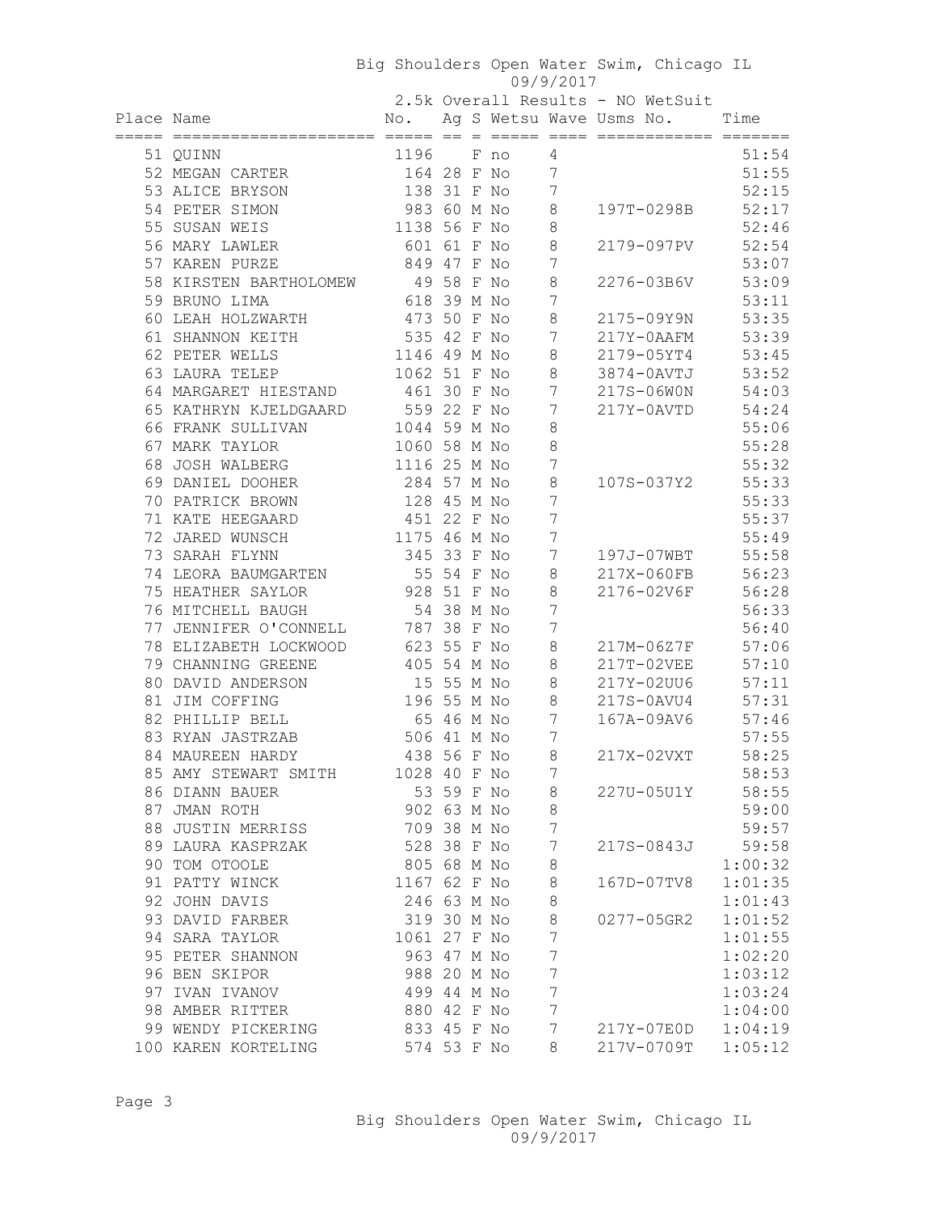# Big Shoulders Open Water Swim, Chicago IL

09/9/2017

## 2.5k Overall Results - NO WetSuit

| Place | Name | No. | Ag | S | Wetsu | Wave | Usms No. | Time |
|---|---|---|---|---|---|---|---|---|
| 51 | QUINN | 1196 | | F | no | 4 | | 51:54 |
| 52 | MEGAN CARTER | 164 | 28 | F | No | 7 | | 51:55 |
| 53 | ALICE BRYSON | 138 | 31 | F | No | 7 | | 52:15 |
| 54 | PETER SIMON | 983 | 60 | M | No | 8 | 197T-0298B | 52:17 |
| 55 | SUSAN WEIS | 1138 | 56 | F | No | 8 | | 52:46 |
| 56 | MARY LAWLER | 601 | 61 | F | No | 8 | 2179-097PV | 52:54 |
| 57 | KAREN PURZE | 849 | 47 | F | No | 7 | | 53:07 |
| 58 | KIRSTEN BARTHOLOMEW | 49 | 58 | F | No | 8 | 2276-03B6V | 53:09 |
| 59 | BRUNO LIMA | 618 | 39 | M | No | 7 | | 53:11 |
| 60 | LEAH HOLZWARTH | 473 | 50 | F | No | 8 | 2175-09Y9N | 53:35 |
| 61 | SHANNON KEITH | 535 | 42 | F | No | 7 | 217Y-0AAFM | 53:39 |
| 62 | PETER WELLS | 1146 | 49 | M | No | 8 | 2179-05YT4 | 53:45 |
| 63 | LAURA TELEP | 1062 | 51 | F | No | 8 | 3874-0AVTJ | 53:52 |
| 64 | MARGARET HIESTAND | 461 | 30 | F | No | 7 | 217S-06W0N | 54:03 |
| 65 | KATHRYN KJELDGAARD | 559 | 22 | F | No | 7 | 217Y-0AVTD | 54:24 |
| 66 | FRANK SULLIVAN | 1044 | 59 | M | No | 8 | | 55:06 |
| 67 | MARK TAYLOR | 1060 | 58 | M | No | 8 | | 55:28 |
| 68 | JOSH WALBERG | 1116 | 25 | M | No | 7 | | 55:32 |
| 69 | DANIEL DOOHER | 284 | 57 | M | No | 8 | 107S-037Y2 | 55:33 |
| 70 | PATRICK BROWN | 128 | 45 | M | No | 7 | | 55:33 |
| 71 | KATE HEEGAARD | 451 | 22 | F | No | 7 | | 55:37 |
| 72 | JARED WUNSCH | 1175 | 46 | M | No | 7 | | 55:49 |
| 73 | SARAH FLYNN | 345 | 33 | F | No | 7 | 197J-07WBT | 55:58 |
| 74 | LEORA BAUMGARTEN | 55 | 54 | F | No | 8 | 217X-060FB | 56:23 |
| 75 | HEATHER SAYLOR | 928 | 51 | F | No | 8 | 2176-02V6F | 56:28 |
| 76 | MITCHELL BAUGH | 54 | 38 | M | No | 7 | | 56:33 |
| 77 | JENNIFER O'CONNELL | 787 | 38 | F | No | 7 | | 56:40 |
| 78 | ELIZABETH LOCKWOOD | 623 | 55 | F | No | 8 | 217M-06Z7F | 57:06 |
| 79 | CHANNING GREENE | 405 | 54 | M | No | 8 | 217T-02VEE | 57:10 |
| 80 | DAVID ANDERSON | 15 | 55 | M | No | 8 | 217Y-02UU6 | 57:11 |
| 81 | JIM COFFING | 196 | 55 | M | No | 8 | 217S-0AVU4 | 57:31 |
| 82 | PHILLIP BELL | 65 | 46 | M | No | 7 | 167A-09AV6 | 57:46 |
| 83 | RYAN JASTRZAB | 506 | 41 | M | No | 7 | | 57:55 |
| 84 | MAUREEN HARDY | 438 | 56 | F | No | 8 | 217X-02VXT | 58:25 |
| 85 | AMY STEWART SMITH | 1028 | 40 | F | No | 7 | | 58:53 |
| 86 | DIANN BAUER | 53 | 59 | F | No | 8 | 227U-05U1Y | 58:55 |
| 87 | JMAN ROTH | 902 | 63 | M | No | 8 | | 59:00 |
| 88 | JUSTIN MERRISS | 709 | 38 | M | No | 7 | | 59:57 |
| 89 | LAURA KASPRZAK | 528 | 38 | F | No | 7 | 217S-0843J | 59:58 |
| 90 | TOM OTOOLE | 805 | 68 | M | No | 8 | | 1:00:32 |
| 91 | PATTY WINCK | 1167 | 62 | F | No | 8 | 167D-07TV8 | 1:01:35 |
| 92 | JOHN DAVIS | 246 | 63 | M | No | 8 | | 1:01:43 |
| 93 | DAVID FARBER | 319 | 30 | M | No | 8 | 0277-05GR2 | 1:01:52 |
| 94 | SARA TAYLOR | 1061 | 27 | F | No | 7 | | 1:01:55 |
| 95 | PETER SHANNON | 963 | 47 | M | No | 7 | | 1:02:20 |
| 96 | BEN SKIPOR | 988 | 20 | M | No | 7 | | 1:03:12 |
| 97 | IVAN IVANOV | 499 | 44 | M | No | 7 | | 1:03:24 |
| 98 | AMBER RITTER | 880 | 42 | F | No | 7 | | 1:04:00 |
| 99 | WENDY PICKERING | 833 | 45 | F | No | 7 | 217Y-07E0D | 1:04:19 |
| 100 | KAREN KORTELING | 574 | 53 | F | No | 8 | 217V-0709T | 1:05:12 |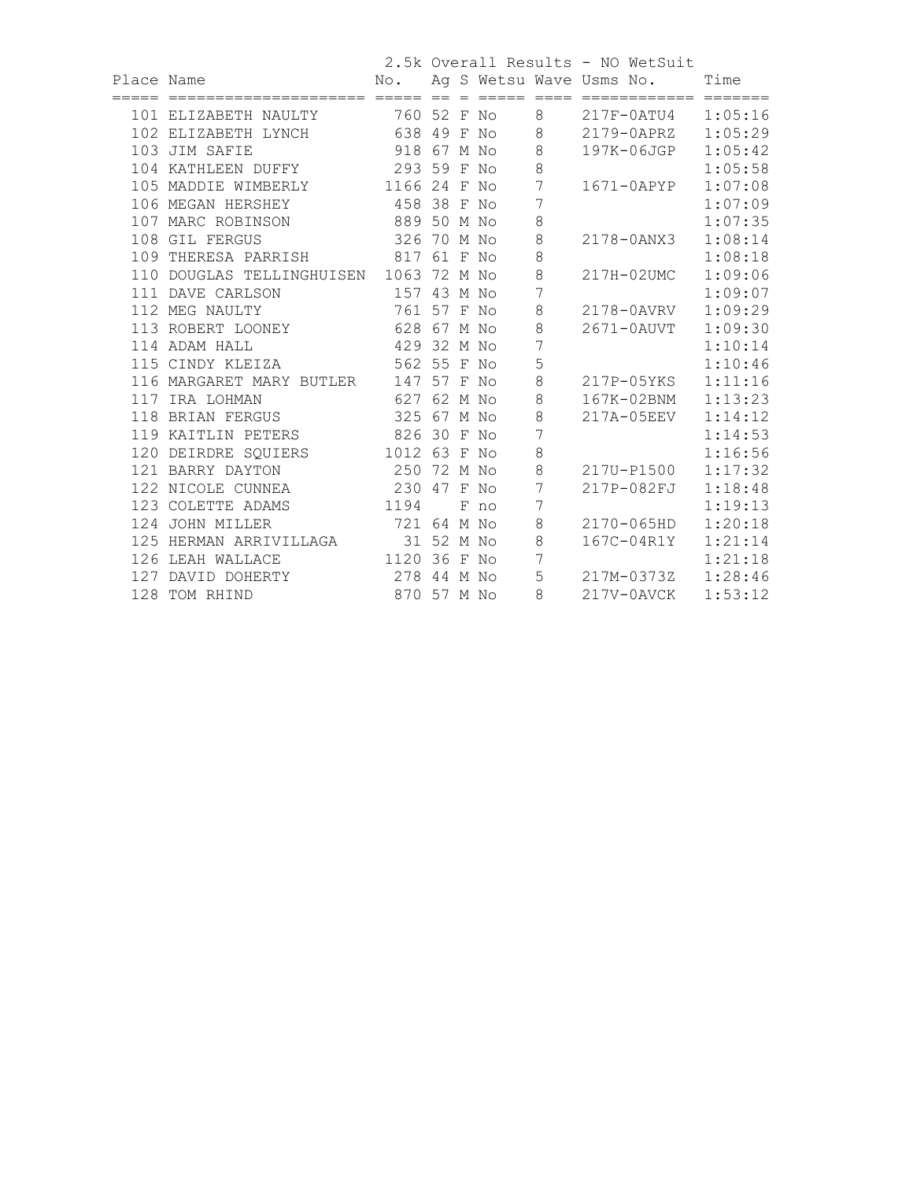2.5k Overall Results - NO WetSuit

| Place | Name | No. | Ag | S | Wetsu | Wave | Usms No. | Time |
|---|---|---|---|---|---|---|---|---|
| 101 | ELIZABETH NAULTY | 760 | 52 | F | No | 8 | 217F-0ATU4 | 1:05:16 |
| 102 | ELIZABETH LYNCH | 638 | 49 | F | No | 8 | 2179-0APRZ | 1:05:29 |
| 103 | JIM SAFIE | 918 | 67 | M | No | 8 | 197K-06JGP | 1:05:42 |
| 104 | KATHLEEN DUFFY | 293 | 59 | F | No | 8 | | 1:05:58 |
| 105 | MADDIE WIMBERLY | 1166 | 24 | F | No | 7 | 1671-0APYP | 1:07:08 |
| 106 | MEGAN HERSHEY | 458 | 38 | F | No | 7 | | 1:07:09 |
| 107 | MARC ROBINSON | 889 | 50 | M | No | 8 | | 1:07:35 |
| 108 | GIL FERGUS | 326 | 70 | M | No | 8 | 2178-0ANX3 | 1:08:14 |
| 109 | THERESA PARRISH | 817 | 61 | F | No | 8 | | 1:08:18 |
| 110 | DOUGLAS TELLINGHUISEN | 1063 | 72 | M | No | 8 | 217H-02UMC | 1:09:06 |
| 111 | DAVE CARLSON | 157 | 43 | M | No | 7 | | 1:09:07 |
| 112 | MEG NAULTY | 761 | 57 | F | No | 8 | 2178-0AVRV | 1:09:29 |
| 113 | ROBERT LOONEY | 628 | 67 | M | No | 8 | 2671-0AUVT | 1:09:30 |
| 114 | ADAM HALL | 429 | 32 | M | No | 7 | | 1:10:14 |
| 115 | CINDY KLEIZA | 562 | 55 | F | No | 5 | | 1:10:46 |
| 116 | MARGARET MARY BUTLER | 147 | 57 | F | No | 8 | 217P-05YKS | 1:11:16 |
| 117 | IRA LOHMAN | 627 | 62 | M | No | 8 | 167K-02BNM | 1:13:23 |
| 118 | BRIAN FERGUS | 325 | 67 | M | No | 8 | 217A-05EEV | 1:14:12 |
| 119 | KAITLIN PETERS | 826 | 30 | F | No | 7 | | 1:14:53 |
| 120 | DEIRDRE SQUIERS | 1012 | 63 | F | No | 8 | | 1:16:56 |
| 121 | BARRY DAYTON | 250 | 72 | M | No | 8 | 217U-P1500 | 1:17:32 |
| 122 | NICOLE CUNNEA | 230 | 47 | F | No | 7 | 217P-082FJ | 1:18:48 |
| 123 | COLETTE ADAMS | 1194 | | F | no | 7 | | 1:19:13 |
| 124 | JOHN MILLER | 721 | 64 | M | No | 8 | 2170-065HD | 1:20:18 |
| 125 | HERMAN ARRIVILLAGA | 31 | 52 | M | No | 8 | 167C-04R1Y | 1:21:14 |
| 126 | LEAH WALLACE | 1120 | 36 | F | No | 7 | | 1:21:18 |
| 127 | DAVID DOHERTY | 278 | 44 | M | No | 5 | 217M-0373Z | 1:28:46 |
| 128 | TOM RHIND | 870 | 57 | M | No | 8 | 217V-0AVCK | 1:53:12 |